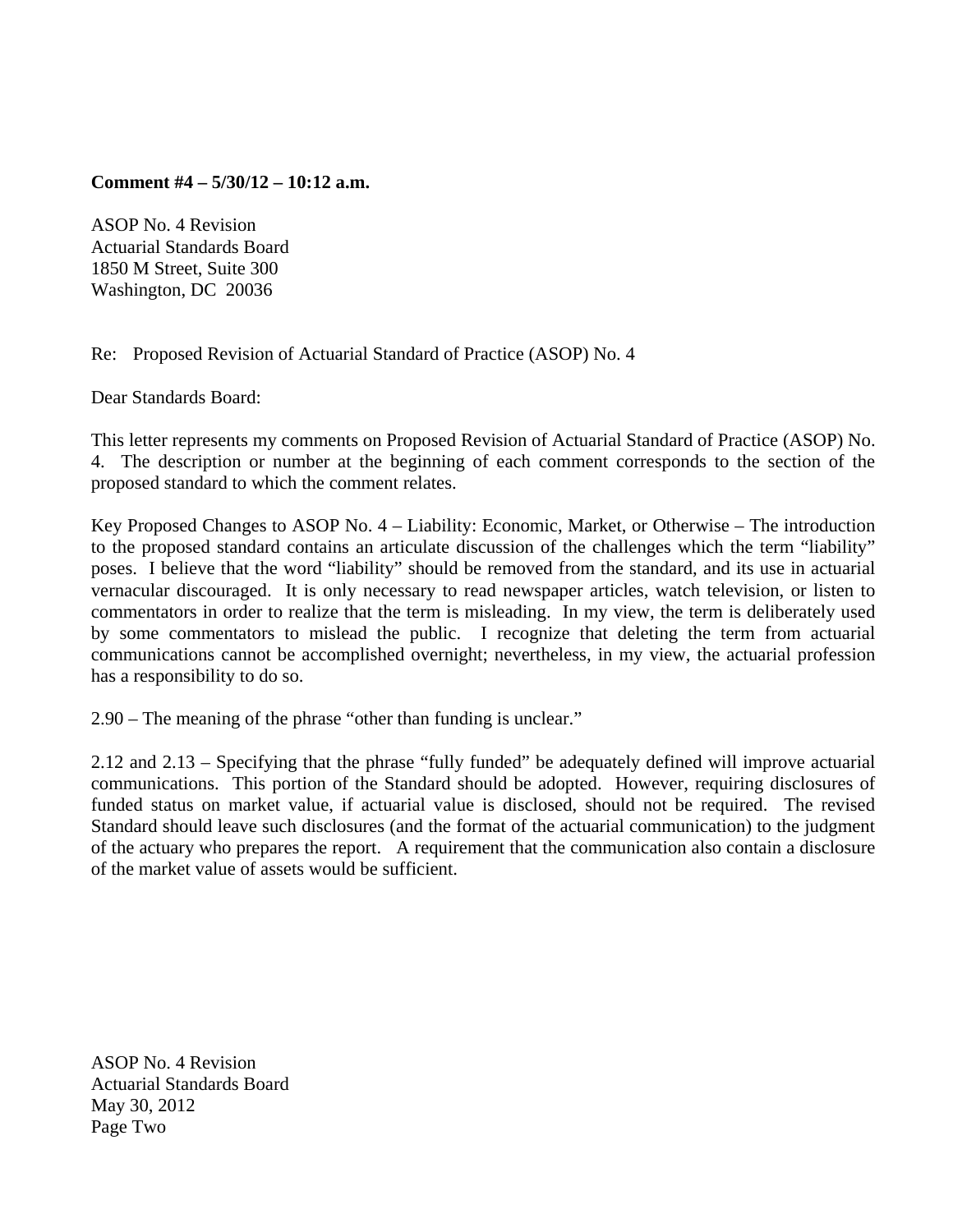**Comment #4 – 5/30/12 – 10:12 a.m.**

ASOP No. 4 Revision
Actuarial Standards Board
1850 M Street, Suite 300
Washington, DC 20036

Re: Proposed Revision of Actuarial Standard of Practice (ASOP) No. 4

Dear Standards Board:

This letter represents my comments on Proposed Revision of Actuarial Standard of Practice (ASOP) No. 4. The description or number at the beginning of each comment corresponds to the section of the proposed standard to which the comment relates.

Key Proposed Changes to ASOP No. 4 – Liability: Economic, Market, or Otherwise – The introduction to the proposed standard contains an articulate discussion of the challenges which the term "liability" poses. I believe that the word "liability" should be removed from the standard, and its use in actuarial vernacular discouraged. It is only necessary to read newspaper articles, watch television, or listen to commentators in order to realize that the term is misleading. In my view, the term is deliberately used by some commentators to mislead the public. I recognize that deleting the term from actuarial communications cannot be accomplished overnight; nevertheless, in my view, the actuarial profession has a responsibility to do so.

2.90 – The meaning of the phrase "other than funding is unclear."

2.12 and 2.13 – Specifying that the phrase "fully funded" be adequately defined will improve actuarial communications. This portion of the Standard should be adopted. However, requiring disclosures of funded status on market value, if actuarial value is disclosed, should not be required. The revised Standard should leave such disclosures (and the format of the actuarial communication) to the judgment of the actuary who prepares the report. A requirement that the communication also contain a disclosure of the market value of assets would be sufficient.

ASOP No. 4 Revision
Actuarial Standards Board
May 30, 2012
Page Two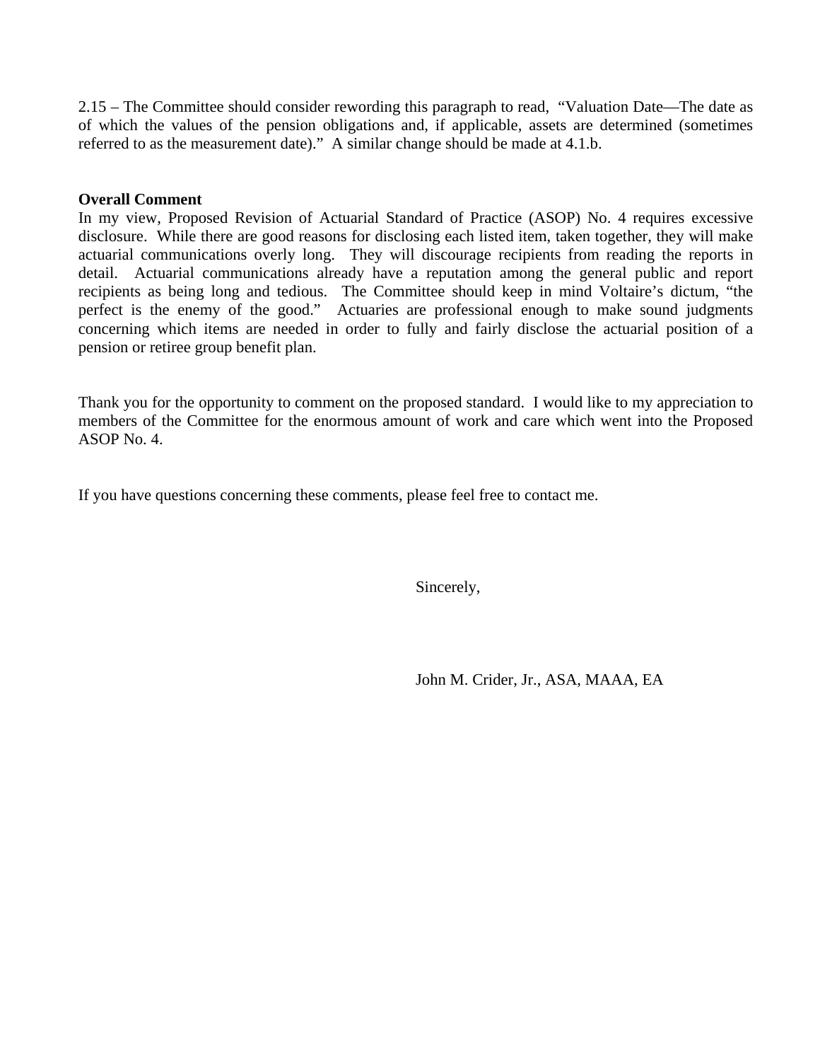2.15 – The Committee should consider rewording this paragraph to read, "Valuation Date—The date as of which the values of the pension obligations and, if applicable, assets are determined (sometimes referred to as the measurement date)." A similar change should be made at 4.1.b.

**Overall Comment**

In my view, Proposed Revision of Actuarial Standard of Practice (ASOP) No. 4 requires excessive disclosure. While there are good reasons for disclosing each listed item, taken together, they will make actuarial communications overly long. They will discourage recipients from reading the reports in detail. Actuarial communications already have a reputation among the general public and report recipients as being long and tedious. The Committee should keep in mind Voltaire's dictum, "the perfect is the enemy of the good." Actuaries are professional enough to make sound judgments concerning which items are needed in order to fully and fairly disclose the actuarial position of a pension or retiree group benefit plan.

Thank you for the opportunity to comment on the proposed standard. I would like to my appreciation to members of the Committee for the enormous amount of work and care which went into the Proposed ASOP No. 4.

If you have questions concerning these comments, please feel free to contact me.

Sincerely,

John M. Crider, Jr., ASA, MAAA, EA